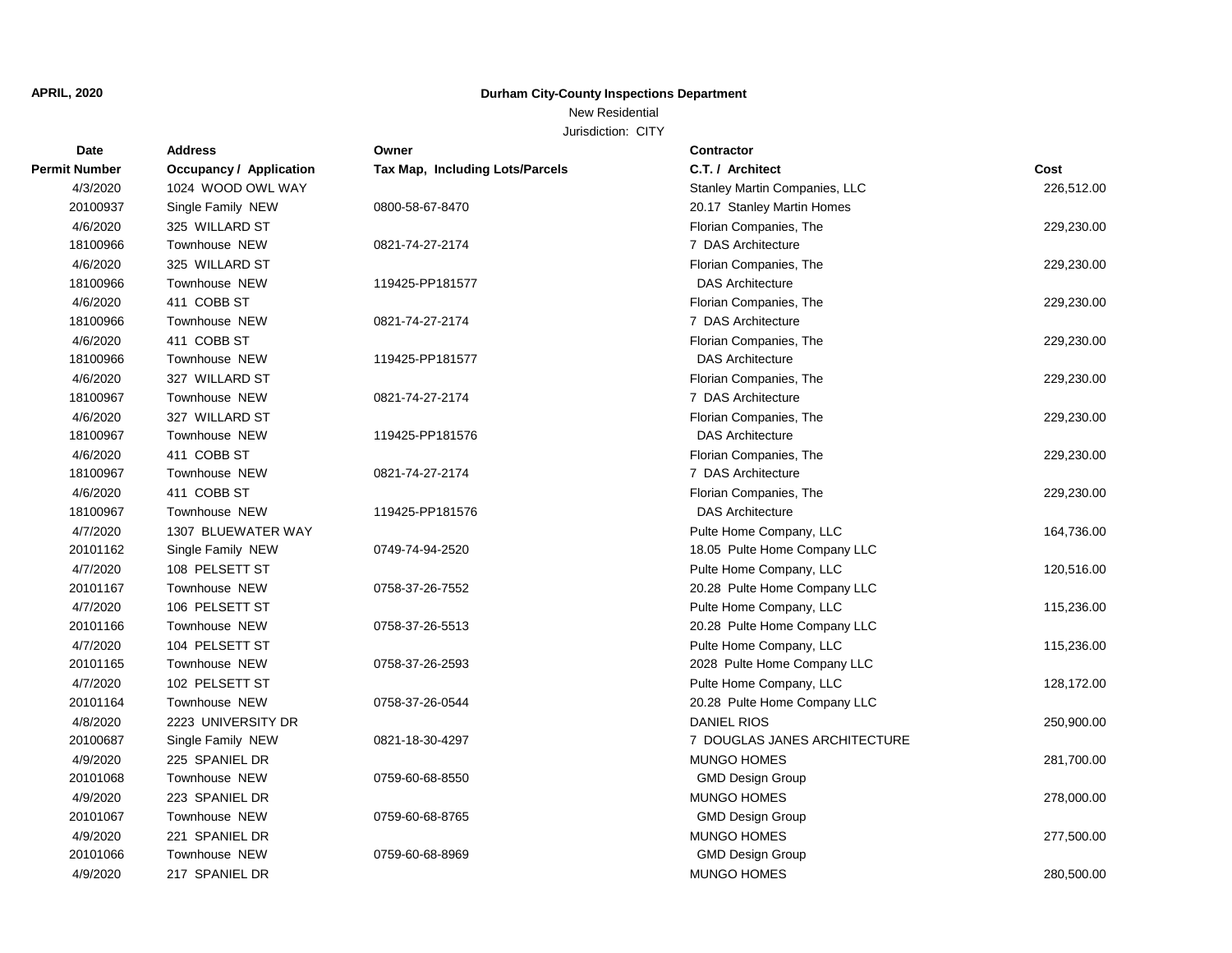**APRIL, 2020**

**Durham City-County Inspections Department**

New Residential

Jurisdiction: CITY

| Date / Permit Number | Address / Occupancy / Application | Owner / Tax Map, Including Lots/Parcels | Contractor / C.T. / Architect | Cost |
|---|---|---|---|---|
| 4/3/2020 | 1024 WOOD OWL WAY | | Stanley Martin Companies, LLC | 226,512.00 |
| 20100937 | Single Family NEW | 0800-58-67-8470 | 20.17 Stanley Martin Homes | |
| 4/6/2020 | 325 WILLARD ST | | Florian Companies, The | 229,230.00 |
| 18100966 | Townhouse NEW | 0821-74-27-2174 | 7 DAS Architecture | |
| 4/6/2020 | 325 WILLARD ST | | Florian Companies, The | 229,230.00 |
| 18100966 | Townhouse NEW | 119425-PP181577 | DAS Architecture | |
| 4/6/2020 | 411 COBB ST | | Florian Companies, The | 229,230.00 |
| 18100966 | Townhouse NEW | 0821-74-27-2174 | 7 DAS Architecture | |
| 4/6/2020 | 411 COBB ST | | Florian Companies, The | 229,230.00 |
| 18100966 | Townhouse NEW | 119425-PP181577 | DAS Architecture | |
| 4/6/2020 | 327 WILLARD ST | | Florian Companies, The | 229,230.00 |
| 18100967 | Townhouse NEW | 0821-74-27-2174 | 7 DAS Architecture | |
| 4/6/2020 | 327 WILLARD ST | | Florian Companies, The | 229,230.00 |
| 18100967 | Townhouse NEW | 119425-PP181576 | DAS Architecture | |
| 4/6/2020 | 411 COBB ST | | Florian Companies, The | 229,230.00 |
| 18100967 | Townhouse NEW | 0821-74-27-2174 | 7 DAS Architecture | |
| 4/6/2020 | 411 COBB ST | | Florian Companies, The | 229,230.00 |
| 18100967 | Townhouse NEW | 119425-PP181576 | DAS Architecture | |
| 4/7/2020 | 1307 BLUEWATER WAY | | Pulte Home Company, LLC | 164,736.00 |
| 20101162 | Single Family NEW | 0749-74-94-2520 | 18.05 Pulte Home Company LLC | |
| 4/7/2020 | 108 PELSETT ST | | Pulte Home Company, LLC | 120,516.00 |
| 20101167 | Townhouse NEW | 0758-37-26-7552 | 20.28 Pulte Home Company LLC | |
| 4/7/2020 | 106 PELSETT ST | | Pulte Home Company, LLC | 115,236.00 |
| 20101166 | Townhouse NEW | 0758-37-26-5513 | 20.28 Pulte Home Company LLC | |
| 4/7/2020 | 104 PELSETT ST | | Pulte Home Company, LLC | 115,236.00 |
| 20101165 | Townhouse NEW | 0758-37-26-2593 | 2028 Pulte Home Company LLC | |
| 4/7/2020 | 102 PELSETT ST | | Pulte Home Company, LLC | 128,172.00 |
| 20101164 | Townhouse NEW | 0758-37-26-0544 | 20.28 Pulte Home Company LLC | |
| 4/8/2020 | 2223 UNIVERSITY DR | | DANIEL RIOS | 250,900.00 |
| 20100687 | Single Family NEW | 0821-18-30-4297 | 7 DOUGLAS JANES ARCHITECTURE | |
| 4/9/2020 | 225 SPANIEL DR | | MUNGO HOMES | 281,700.00 |
| 20101068 | Townhouse NEW | 0759-60-68-8550 | GMD Design Group | |
| 4/9/2020 | 223 SPANIEL DR | | MUNGO HOMES | 278,000.00 |
| 20101067 | Townhouse NEW | 0759-60-68-8765 | GMD Design Group | |
| 4/9/2020 | 221 SPANIEL DR | | MUNGO HOMES | 277,500.00 |
| 20101066 | Townhouse NEW | 0759-60-68-8969 | GMD Design Group | |
| 4/9/2020 | 217 SPANIEL DR | | MUNGO HOMES | 280,500.00 |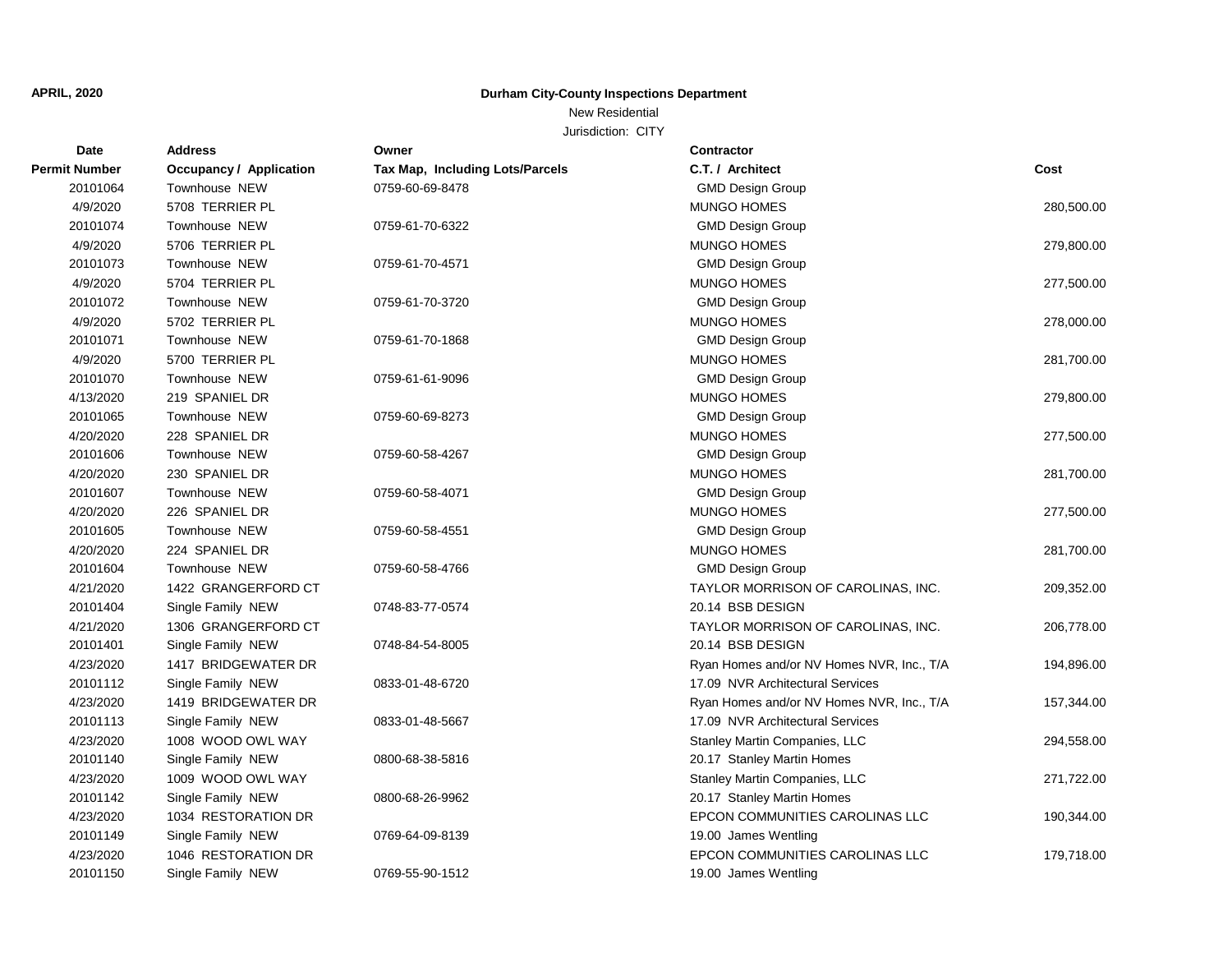**APRIL, 2020**

**Durham City-County Inspections Department**

New Residential

Jurisdiction: CITY

| Date<br>Permit Number | Address<br>Occupancy / Application | Owner<br>Tax Map, Including Lots/Parcels | Contractor<br>C.T. / Architect | Cost |
|---|---|---|---|---|
| 20101064 | Townhouse NEW | 0759-60-69-8478 | GMD Design Group | |
| 4/9/2020 | 5708 TERRIER PL | | MUNGO HOMES | 280,500.00 |
| 20101074 | Townhouse NEW | 0759-61-70-6322 | GMD Design Group | |
| 4/9/2020 | 5706 TERRIER PL | | MUNGO HOMES | 279,800.00 |
| 20101073 | Townhouse NEW | 0759-61-70-4571 | GMD Design Group | |
| 4/9/2020 | 5704 TERRIER PL | | MUNGO HOMES | 277,500.00 |
| 20101072 | Townhouse NEW | 0759-61-70-3720 | GMD Design Group | |
| 4/9/2020 | 5702 TERRIER PL | | MUNGO HOMES | 278,000.00 |
| 20101071 | Townhouse NEW | 0759-61-70-1868 | GMD Design Group | |
| 4/9/2020 | 5700 TERRIER PL | | MUNGO HOMES | 281,700.00 |
| 20101070 | Townhouse NEW | 0759-61-61-9096 | GMD Design Group | |
| 4/13/2020 | 219 SPANIEL DR | | MUNGO HOMES | 279,800.00 |
| 20101065 | Townhouse NEW | 0759-60-69-8273 | GMD Design Group | |
| 4/20/2020 | 228 SPANIEL DR | | MUNGO HOMES | 277,500.00 |
| 20101606 | Townhouse NEW | 0759-60-58-4267 | GMD Design Group | |
| 4/20/2020 | 230 SPANIEL DR | | MUNGO HOMES | 281,700.00 |
| 20101607 | Townhouse NEW | 0759-60-58-4071 | GMD Design Group | |
| 4/20/2020 | 226 SPANIEL DR | | MUNGO HOMES | 277,500.00 |
| 20101605 | Townhouse NEW | 0759-60-58-4551 | GMD Design Group | |
| 4/20/2020 | 224 SPANIEL DR | | MUNGO HOMES | 281,700.00 |
| 20101604 | Townhouse NEW | 0759-60-58-4766 | GMD Design Group | |
| 4/21/2020 | 1422 GRANGERFORD CT | | TAYLOR MORRISON OF CAROLINAS, INC. | 209,352.00 |
| 20101404 | Single Family NEW | 0748-83-77-0574 | 20.14 BSB DESIGN | |
| 4/21/2020 | 1306 GRANGERFORD CT | | TAYLOR MORRISON OF CAROLINAS, INC. | 206,778.00 |
| 20101401 | Single Family NEW | 0748-84-54-8005 | 20.14 BSB DESIGN | |
| 4/23/2020 | 1417 BRIDGEWATER DR | | Ryan Homes and/or NV Homes NVR, Inc., T/A | 194,896.00 |
| 20101112 | Single Family NEW | 0833-01-48-6720 | 17.09 NVR Architectural Services | |
| 4/23/2020 | 1419 BRIDGEWATER DR | | Ryan Homes and/or NV Homes NVR, Inc., T/A | 157,344.00 |
| 20101113 | Single Family NEW | 0833-01-48-5667 | 17.09 NVR Architectural Services | |
| 4/23/2020 | 1008 WOOD OWL WAY | | Stanley Martin Companies, LLC | 294,558.00 |
| 20101140 | Single Family NEW | 0800-68-38-5816 | 20.17 Stanley Martin Homes | |
| 4/23/2020 | 1009 WOOD OWL WAY | | Stanley Martin Companies, LLC | 271,722.00 |
| 20101142 | Single Family NEW | 0800-68-26-9962 | 20.17 Stanley Martin Homes | |
| 4/23/2020 | 1034 RESTORATION DR | | EPCON COMMUNITIES CAROLINAS LLC | 190,344.00 |
| 20101149 | Single Family NEW | 0769-64-09-8139 | 19.00 James Wentling | |
| 4/23/2020 | 1046 RESTORATION DR | | EPCON COMMUNITIES CAROLINAS LLC | 179,718.00 |
| 20101150 | Single Family NEW | 0769-55-90-1512 | 19.00 James Wentling | |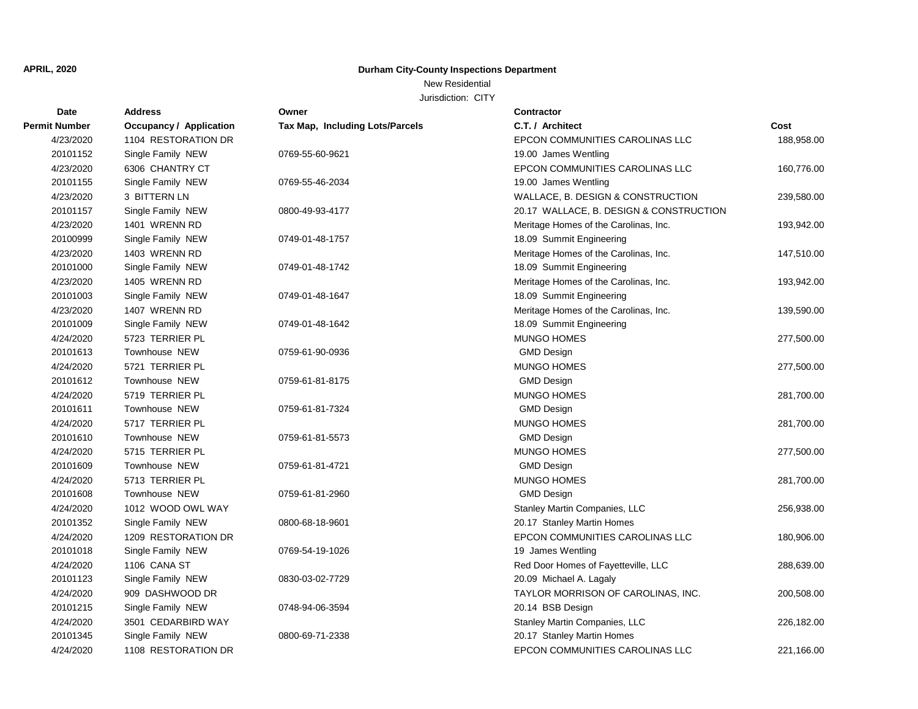**APRIL, 2020**

**Durham City-County Inspections Department**

New Residential

Jurisdiction: CITY

| Date<br>Permit Number | Address<br>Occupancy / Application | Owner<br>Tax Map, Including Lots/Parcels | Contractor<br>C.T. / Architect | Cost |
|---|---|---|---|---|
| 4/23/2020 | 1104 RESTORATION DR | | EPCON COMMUNITIES CAROLINAS LLC | 188,958.00 |
| 20101152 | Single Family NEW | 0769-55-60-9621 | 19.00 James Wentling | |
| 4/23/2020 | 6306 CHANTRY CT | | EPCON COMMUNITIES CAROLINAS LLC | 160,776.00 |
| 20101155 | Single Family NEW | 0769-55-46-2034 | 19.00 James Wentling | |
| 4/23/2020 | 3 BITTERN LN | | WALLACE, B. DESIGN & CONSTRUCTION | 239,580.00 |
| 20101157 | Single Family NEW | 0800-49-93-4177 | 20.17 WALLACE, B. DESIGN & CONSTRUCTION | |
| 4/23/2020 | 1401 WRENN RD | | Meritage Homes of the Carolinas, Inc. | 193,942.00 |
| 20100999 | Single Family NEW | 0749-01-48-1757 | 18.09 Summit Engineering | |
| 4/23/2020 | 1403 WRENN RD | | Meritage Homes of the Carolinas, Inc. | 147,510.00 |
| 20101000 | Single Family NEW | 0749-01-48-1742 | 18.09 Summit Engineering | |
| 4/23/2020 | 1405 WRENN RD | | Meritage Homes of the Carolinas, Inc. | 193,942.00 |
| 20101003 | Single Family NEW | 0749-01-48-1647 | 18.09 Summit Engineering | |
| 4/23/2020 | 1407 WRENN RD | | Meritage Homes of the Carolinas, Inc. | 139,590.00 |
| 20101009 | Single Family NEW | 0749-01-48-1642 | 18.09 Summit Engineering | |
| 4/24/2020 | 5723 TERRIER PL | | MUNGO HOMES | 277,500.00 |
| 20101613 | Townhouse NEW | 0759-61-90-0936 | GMD Design | |
| 4/24/2020 | 5721 TERRIER PL | | MUNGO HOMES | 277,500.00 |
| 20101612 | Townhouse NEW | 0759-61-81-8175 | GMD Design | |
| 4/24/2020 | 5719 TERRIER PL | | MUNGO HOMES | 281,700.00 |
| 20101611 | Townhouse NEW | 0759-61-81-7324 | GMD Design | |
| 4/24/2020 | 5717 TERRIER PL | | MUNGO HOMES | 281,700.00 |
| 20101610 | Townhouse NEW | 0759-61-81-5573 | GMD Design | |
| 4/24/2020 | 5715 TERRIER PL | | MUNGO HOMES | 277,500.00 |
| 20101609 | Townhouse NEW | 0759-61-81-4721 | GMD Design | |
| 4/24/2020 | 5713 TERRIER PL | | MUNGO HOMES | 281,700.00 |
| 20101608 | Townhouse NEW | 0759-61-81-2960 | GMD Design | |
| 4/24/2020 | 1012 WOOD OWL WAY | | Stanley Martin Companies, LLC | 256,938.00 |
| 20101352 | Single Family NEW | 0800-68-18-9601 | 20.17 Stanley Martin Homes | |
| 4/24/2020 | 1209 RESTORATION DR | | EPCON COMMUNITIES CAROLINAS LLC | 180,906.00 |
| 20101018 | Single Family NEW | 0769-54-19-1026 | 19 James Wentling | |
| 4/24/2020 | 1106 CANA ST | | Red Door Homes of Fayetteville, LLC | 288,639.00 |
| 20101123 | Single Family NEW | 0830-03-02-7729 | 20.09 Michael A. Lagaly | |
| 4/24/2020 | 909 DASHWOOD DR | | TAYLOR MORRISON OF CAROLINAS, INC. | 200,508.00 |
| 20101215 | Single Family NEW | 0748-94-06-3594 | 20.14 BSB Design | |
| 4/24/2020 | 3501 CEDARBIRD WAY | | Stanley Martin Companies, LLC | 226,182.00 |
| 20101345 | Single Family NEW | 0800-69-71-2338 | 20.17 Stanley Martin Homes | |
| 4/24/2020 | 1108 RESTORATION DR | | EPCON COMMUNITIES CAROLINAS LLC | 221,166.00 |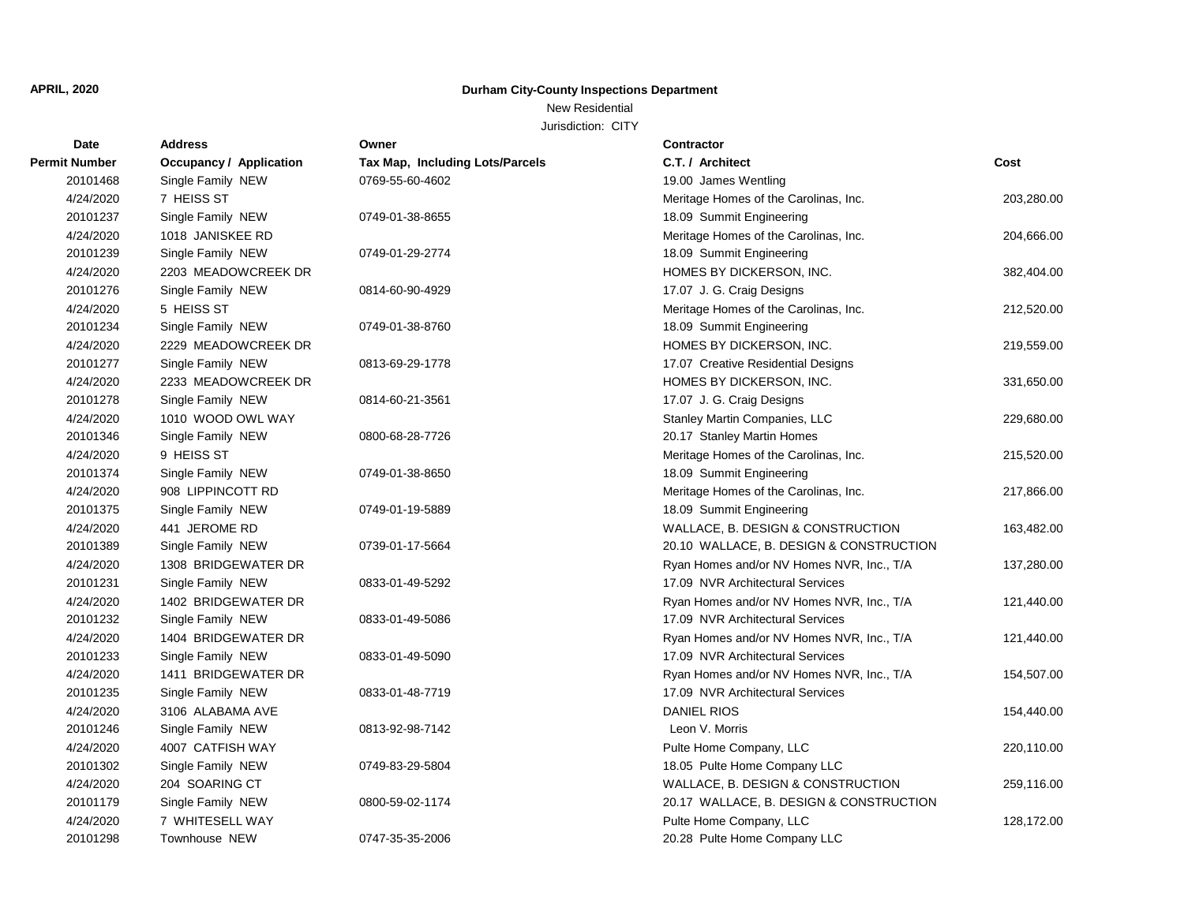**APRIL, 2020**

**Durham City-County Inspections Department**

New Residential

Jurisdiction: CITY

| Date | Address | Owner | Contractor | |
|---|---|---|---|---|
| **Permit Number** | **Occupancy / Application** | **Tax Map, Including Lots/Parcels** | **C.T. / Architect** | **Cost** |
| 20101468 | Single Family NEW | 0769-55-60-4602 | 19.00 James Wentling | |
| 4/24/2020 | 7 HEISS ST | | Meritage Homes of the Carolinas, Inc. | 203,280.00 |
| 20101237 | Single Family NEW | 0749-01-38-8655 | 18.09 Summit Engineering | |
| 4/24/2020 | 1018 JANISKEE RD | | Meritage Homes of the Carolinas, Inc. | 204,666.00 |
| 20101239 | Single Family NEW | 0749-01-29-2774 | 18.09 Summit Engineering | |
| 4/24/2020 | 2203 MEADOWCREEK DR | | HOMES BY DICKERSON, INC. | 382,404.00 |
| 20101276 | Single Family NEW | 0814-60-90-4929 | 17.07 J. G. Craig Designs | |
| 4/24/2020 | 5 HEISS ST | | Meritage Homes of the Carolinas, Inc. | 212,520.00 |
| 20101234 | Single Family NEW | 0749-01-38-8760 | 18.09 Summit Engineering | |
| 4/24/2020 | 2229 MEADOWCREEK DR | | HOMES BY DICKERSON, INC. | 219,559.00 |
| 20101277 | Single Family NEW | 0813-69-29-1778 | 17.07 Creative Residential Designs | |
| 4/24/2020 | 2233 MEADOWCREEK DR | | HOMES BY DICKERSON, INC. | 331,650.00 |
| 20101278 | Single Family NEW | 0814-60-21-3561 | 17.07 J. G. Craig Designs | |
| 4/24/2020 | 1010 WOOD OWL WAY | | Stanley Martin Companies, LLC | 229,680.00 |
| 20101346 | Single Family NEW | 0800-68-28-7726 | 20.17 Stanley Martin Homes | |
| 4/24/2020 | 9 HEISS ST | | Meritage Homes of the Carolinas, Inc. | 215,520.00 |
| 20101374 | Single Family NEW | 0749-01-38-8650 | 18.09 Summit Engineering | |
| 4/24/2020 | 908 LIPPINCOTT RD | | Meritage Homes of the Carolinas, Inc. | 217,866.00 |
| 20101375 | Single Family NEW | 0749-01-19-5889 | 18.09 Summit Engineering | |
| 4/24/2020 | 441 JEROME RD | | WALLACE, B. DESIGN & CONSTRUCTION | 163,482.00 |
| 20101389 | Single Family NEW | 0739-01-17-5664 | 20.10 WALLACE, B. DESIGN & CONSTRUCTION | |
| 4/24/2020 | 1308 BRIDGEWATER DR | | Ryan Homes and/or NV Homes NVR, Inc., T/A | 137,280.00 |
| 20101231 | Single Family NEW | 0833-01-49-5292 | 17.09 NVR Architectural Services | |
| 4/24/2020 | 1402 BRIDGEWATER DR | | Ryan Homes and/or NV Homes NVR, Inc., T/A | 121,440.00 |
| 20101232 | Single Family NEW | 0833-01-49-5086 | 17.09 NVR Architectural Services | |
| 4/24/2020 | 1404 BRIDGEWATER DR | | Ryan Homes and/or NV Homes NVR, Inc., T/A | 121,440.00 |
| 20101233 | Single Family NEW | 0833-01-49-5090 | 17.09 NVR Architectural Services | |
| 4/24/2020 | 1411 BRIDGEWATER DR | | Ryan Homes and/or NV Homes NVR, Inc., T/A | 154,507.00 |
| 20101235 | Single Family NEW | 0833-01-48-7719 | 17.09 NVR Architectural Services | |
| 4/24/2020 | 3106 ALABAMA AVE | | DANIEL RIOS | 154,440.00 |
| 20101246 | Single Family NEW | 0813-92-98-7142 | Leon V. Morris | |
| 4/24/2020 | 4007 CATFISH WAY | | Pulte Home Company, LLC | 220,110.00 |
| 20101302 | Single Family NEW | 0749-83-29-5804 | 18.05 Pulte Home Company LLC | |
| 4/24/2020 | 204 SOARING CT | | WALLACE, B. DESIGN & CONSTRUCTION | 259,116.00 |
| 20101179 | Single Family NEW | 0800-59-02-1174 | 20.17 WALLACE, B. DESIGN & CONSTRUCTION | |
| 4/24/2020 | 7 WHITESELL WAY | | Pulte Home Company, LLC | 128,172.00 |
| 20101298 | Townhouse NEW | 0747-35-35-2006 | 20.28 Pulte Home Company LLC | |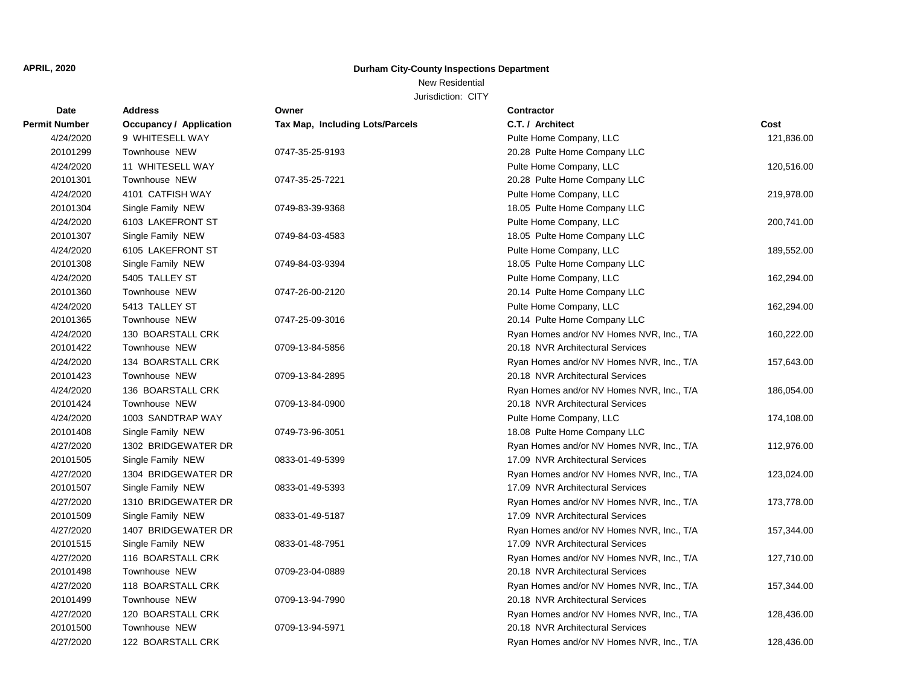**APRIL, 2020**

**Durham City-County Inspections Department**

New Residential

Jurisdiction: CITY

| Date<br>Permit Number | Address<br>Occupancy / Application | Owner<br>Tax Map, Including Lots/Parcels | Contractor<br>C.T. / Architect | Cost |
|---|---|---|---|---|
| 4/24/2020<br>20101299 | 9 WHITESELL WAY<br>Townhouse NEW | 0747-35-25-9193 | Pulte Home Company, LLC<br>20.28 Pulte Home Company LLC | 121,836.00 |
| 4/24/2020<br>20101301 | 11 WHITESELL WAY<br>Townhouse NEW | 0747-35-25-7221 | Pulte Home Company, LLC<br>20.28 Pulte Home Company LLC | 120,516.00 |
| 4/24/2020<br>20101304 | 4101 CATFISH WAY<br>Single Family NEW | 0749-83-39-9368 | Pulte Home Company, LLC<br>18.05 Pulte Home Company LLC | 219,978.00 |
| 4/24/2020<br>20101307 | 6103 LAKEFRONT ST<br>Single Family NEW | 0749-84-03-4583 | Pulte Home Company, LLC<br>18.05 Pulte Home Company LLC | 200,741.00 |
| 4/24/2020<br>20101308 | 6105 LAKEFRONT ST<br>Single Family NEW | 0749-84-03-9394 | Pulte Home Company, LLC<br>18.05 Pulte Home Company LLC | 189,552.00 |
| 4/24/2020<br>20101360 | 5405 TALLEY ST<br>Townhouse NEW | 0747-26-00-2120 | Pulte Home Company, LLC<br>20.14 Pulte Home Company LLC | 162,294.00 |
| 4/24/2020<br>20101365 | 5413 TALLEY ST<br>Townhouse NEW | 0747-25-09-3016 | Pulte Home Company, LLC<br>20.14 Pulte Home Company LLC | 162,294.00 |
| 4/24/2020<br>20101422 | 130 BOARSTALL CRK<br>Townhouse NEW | 0709-13-84-5856 | Ryan Homes and/or NV Homes NVR, Inc., T/A<br>20.18 NVR Architectural Services | 160,222.00 |
| 4/24/2020<br>20101423 | 134 BOARSTALL CRK<br>Townhouse NEW | 0709-13-84-2895 | Ryan Homes and/or NV Homes NVR, Inc., T/A<br>20.18 NVR Architectural Services | 157,643.00 |
| 4/24/2020<br>20101424 | 136 BOARSTALL CRK<br>Townhouse NEW | 0709-13-84-0900 | Ryan Homes and/or NV Homes NVR, Inc., T/A<br>20.18 NVR Architectural Services | 186,054.00 |
| 4/24/2020<br>20101408 | 1003 SANDTRAP WAY<br>Single Family NEW | 0749-73-96-3051 | Pulte Home Company, LLC<br>18.08 Pulte Home Company LLC | 174,108.00 |
| 4/27/2020<br>20101505 | 1302 BRIDGEWATER DR<br>Single Family NEW | 0833-01-49-5399 | Ryan Homes and/or NV Homes NVR, Inc., T/A<br>17.09 NVR Architectural Services | 112,976.00 |
| 4/27/2020<br>20101507 | 1304 BRIDGEWATER DR<br>Single Family NEW | 0833-01-49-5393 | Ryan Homes and/or NV Homes NVR, Inc., T/A<br>17.09 NVR Architectural Services | 123,024.00 |
| 4/27/2020<br>20101509 | 1310 BRIDGEWATER DR<br>Single Family NEW | 0833-01-49-5187 | Ryan Homes and/or NV Homes NVR, Inc., T/A<br>17.09 NVR Architectural Services | 173,778.00 |
| 4/27/2020<br>20101515 | 1407 BRIDGEWATER DR<br>Single Family NEW | 0833-01-48-7951 | Ryan Homes and/or NV Homes NVR, Inc., T/A<br>17.09 NVR Architectural Services | 157,344.00 |
| 4/27/2020<br>20101498 | 116 BOARSTALL CRK<br>Townhouse NEW | 0709-23-04-0889 | Ryan Homes and/or NV Homes NVR, Inc., T/A<br>20.18 NVR Architectural Services | 127,710.00 |
| 4/27/2020<br>20101499 | 118 BOARSTALL CRK<br>Townhouse NEW | 0709-13-94-7990 | Ryan Homes and/or NV Homes NVR, Inc., T/A<br>20.18 NVR Architectural Services | 157,344.00 |
| 4/27/2020<br>20101500 | 120 BOARSTALL CRK<br>Townhouse NEW | 0709-13-94-5971 | Ryan Homes and/or NV Homes NVR, Inc., T/A<br>20.18 NVR Architectural Services | 128,436.00 |
| 4/27/2020 | 122 BOARSTALL CRK | | Ryan Homes and/or NV Homes NVR, Inc., T/A | 128,436.00 |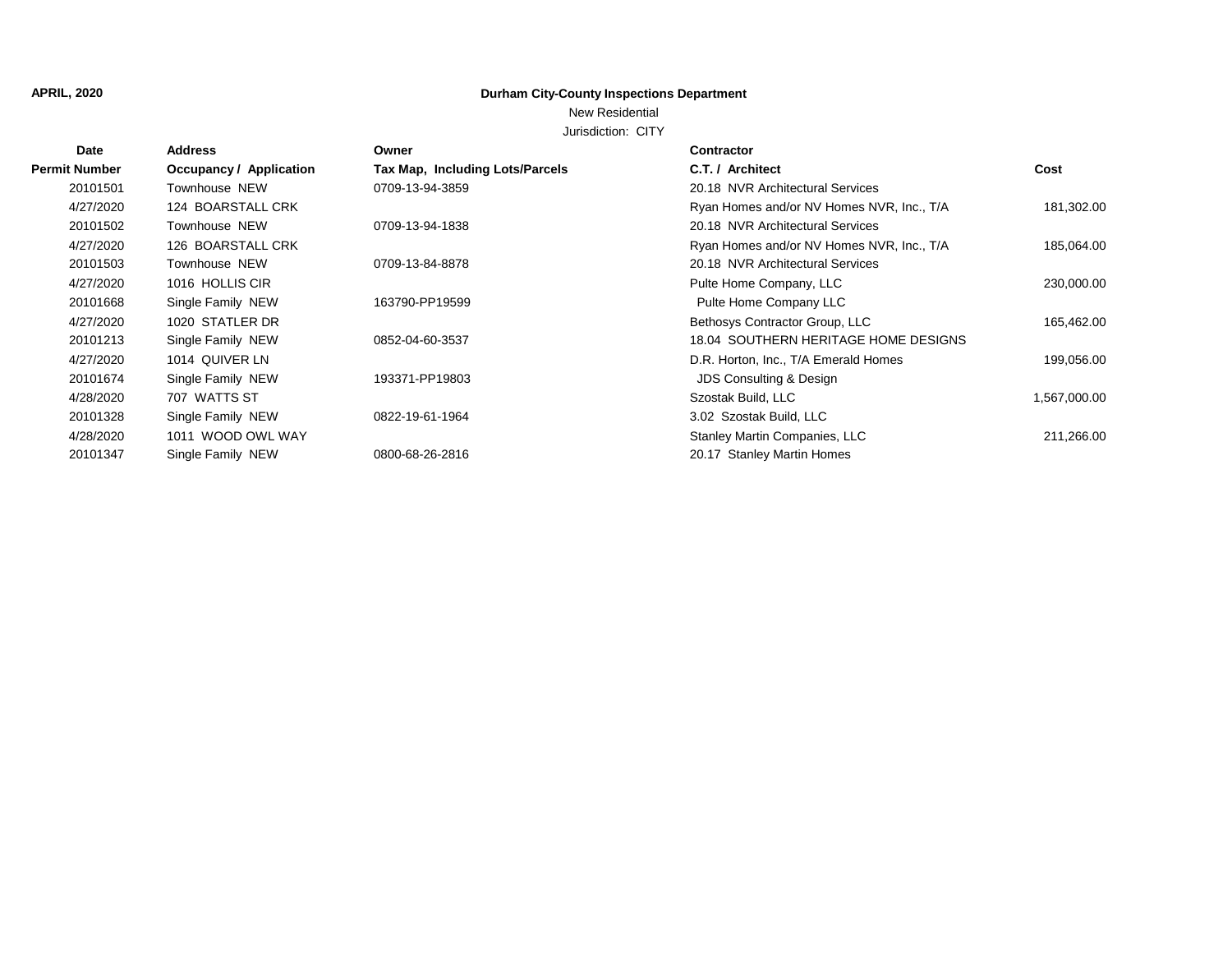**APRIL, 2020**

**Durham City-County Inspections Department**

New Residential

Jurisdiction: CITY

| Date<br>Permit Number | Address<br>Occupancy / Application | Owner<br>Tax Map, Including Lots/Parcels | Contractor<br>C.T. / Architect | Cost |
|---|---|---|---|---|
| 20101501 | Townhouse NEW | 0709-13-94-3859 | 20.18 NVR Architectural Services | |
| 4/27/2020 | 124 BOARSTALL CRK | | Ryan Homes and/or NV Homes NVR, Inc., T/A | 181,302.00 |
| 20101502 | Townhouse NEW | 0709-13-94-1838 | 20.18 NVR Architectural Services | |
| 4/27/2020 | 126 BOARSTALL CRK | | Ryan Homes and/or NV Homes NVR, Inc., T/A | 185,064.00 |
| 20101503 | Townhouse NEW | 0709-13-84-8878 | 20.18 NVR Architectural Services | |
| 4/27/2020 | 1016 HOLLIS CIR | | Pulte Home Company, LLC | 230,000.00 |
| 20101668 | Single Family NEW | 163790-PP19599 | Pulte Home Company LLC | |
| 4/27/2020 | 1020 STATLER DR | | Bethosys Contractor Group, LLC | 165,462.00 |
| 20101213 | Single Family NEW | 0852-04-60-3537 | 18.04 SOUTHERN HERITAGE HOME DESIGNS | |
| 4/27/2020 | 1014 QUIVER LN | | D.R. Horton, Inc., T/A Emerald Homes | 199,056.00 |
| 20101674 | Single Family NEW | 193371-PP19803 | JDS Consulting & Design | |
| 4/28/2020 | 707 WATTS ST | | Szostak Build, LLC | 1,567,000.00 |
| 20101328 | Single Family NEW | 0822-19-61-1964 | 3.02 Szostak Build, LLC | |
| 4/28/2020 | 1011 WOOD OWL WAY | | Stanley Martin Companies, LLC | 211,266.00 |
| 20101347 | Single Family NEW | 0800-68-26-2816 | 20.17 Stanley Martin Homes | |